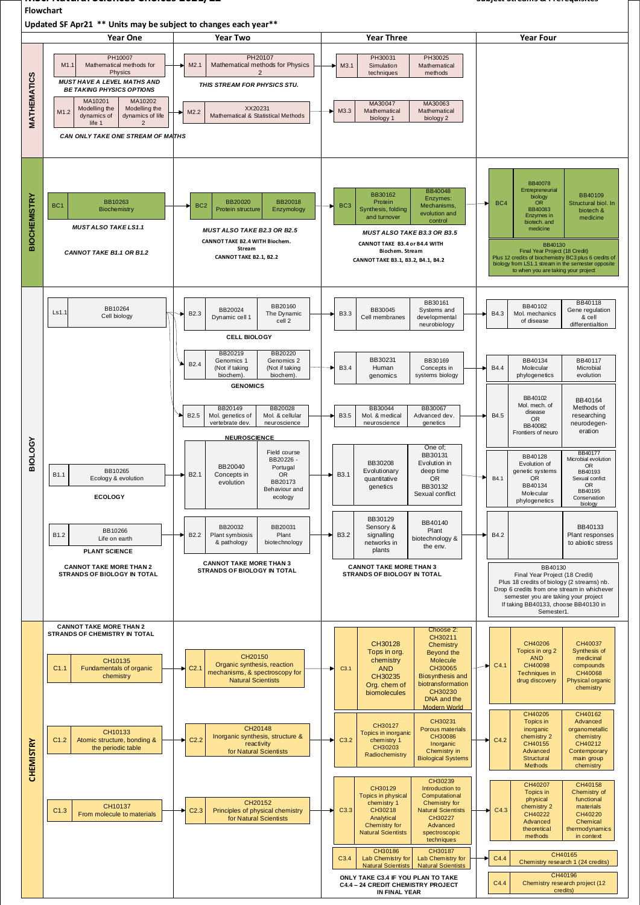Flowchart

Updated SF Apr21 ** Units may be subject to changes each year**

## MATHEMATICS

| | Year One | Year Two | Year Three | Year Four |
|---|---|---|---|---|
| | M1.1 PH10007 Mathematical methods for Physics | M2.1 PH20107 Mathematical methods for Physics 2 | M3.1 PH30031 Simulation techniques; PH30025 Mathematical methods | |
| | *MUST HAVE A LEVEL MATHS AND BE TAKING PHYSICS OPTIONS* | *THIS STREAM FOR PHYSICS STU.* | | |
| | M1.2 MA10201 Modelling the dynamics of life 1; MA10202 Modelling the dynamics of life 2 | M2.2 XX20231 Mathematical & Statistical Methods | M3.3 MA30047 Mathematical biology 1; MA30063 Mathematical biology 2 | |
| | *CAN ONLY TAKE ONE STREAM OF MATHS* | | | |

## BIOCHEMISTRY

| Year One | Year Two | Year Three | Year Four |
|---|---|---|---|
| BC1 BB10263 Biochemistry | BC2 BB20020 Protein structure; BB20018 Enzymology | BC3 BB30162 Protein Synthesis, folding and turnover; BB40048 Enzymes: Mechanisms, evolution and control | BC4 BB40078 Entrepreneurial biology OR BB40083 Enzymes in biotech. and medicine; BB40109 Structural biol. In biotech & medicine |
| *MUST ALSO TAKE LS1.1* | *MUST ALSO TAKE B2.3 OR B2.5* | *MUST ALSO TAKE B3.3 OR B3.5* | BB40130 Final Year Project (18 Credit) Plus 12 credits of biochemistry BC3 plus 6 credits of biology from LS1.1 stream in the semester opposite to when you are taking your project |
| *CANNOT TAKE B1.1 OR B1.2* | CANNOT TAKE B2.4 WITH Biochem. Stream; CANNOT TAKE B2.1, B2.2 | CANNOT TAKE B3.4 or B4.4 WITH Biochem. Stream; CANNOT TAKE B3.1, B3.2, B4.1, B4.2 | |

## BIOLOGY

| Year One | Year Two | Year Three | Year Four |
|---|---|---|---|
| Ls1.1 BB10264 Cell biology | B2.3 BB20024 Dynamic cell 1; BB20160 The Dynamic cell 2 (CELL BIOLOGY) | B3.3 BB30045 Cell membranes; BB30161 Systems and developmental neurobiology | B4.3 BB40102 Mol. mechanics of disease; BB40118 Gene regulation & cell differentialtion |
| | B2.4 BB20219 Genomics 1 (Not if taking biochem). ; BB20220 Genomics 2 (Not if taking biochem). (GENOMICS) | B3.4 BB30231 Human genomics; BB30169 Concepts in systems biology | B4.4 BB40134 Molecular phylogenetics; BB40117 Microbial evolution |
| | B2.5 BB20149 Mol. genetics of vertebrate dev.; BB20028 Mol. & cellular neuroscience (NEUROSCIENCE) | B3.5 BB30044 Mol. & medical neuroscience; BB30067 Advanced dev. genetics | B4.5 BB40102 Mol. mech. of disease OR BB40082 Frontiers of neuro; BB40164 Methods of researching neurodegen-eration |
| B1.1 BB10265 Ecology & evolution (ECOLOGY) | B2.1 BB20040 Concepts in evolution; Field course BB20226 - Portugal OR BB20173 Behaviour and ecology | B3.1 BB30208 Evolutionary quantitative genetics; One of; BB30131 Evolution in deep time OR BB30132 Sexual conflict | B4.1 BB40128 Evolution of genetic systems OR BB40134 Molecular phylogenetics; BB40177 Microbial evolution OR BB40193 Sexual conflict OR BB40195 Conservation biology |
| B1.2 BB10266 Life on earth (PLANT SCIENCE) | B2.2 BB20032 Plant symbiosis & pathology; BB20031 Plant biotechnology | B3.2 BB30129 Sensory & signalling networks in plants; BB40140 Plant biotechnology & the env. | B4.2 BB40133 Plant responses to abiotic stress |
| CANNOT TAKE MORE THAN 2 STRANDS OF BIOLOGY IN TOTAL | CANNOT TAKE MORE THAN 3 STRANDS OF BIOLOGY IN TOTAL | CANNOT TAKE MORE THAN 3 STRANDS OF BIOLOGY IN TOTAL | BB40130 Final Year Project (18 Credit) Plus 18 credits of biology (2 streams) nb. Drop 6 credits from one stream in whichever semester you are taking your project If taking BB40133, choose BB40130 in Semester1. |

## CHEMISTRY

| Year One | Year Two | Year Three | Year Four |
|---|---|---|---|
| CANNOT TAKE MORE THAN 2 STRANDS OF CHEMISTRY IN TOTAL | | | |
| C1.1 CH10135 Fundamentals of organic chemistry | C2.1 CH20150 Organic synthesis, reaction mechanisms, & spectroscopy for Natural Scientists | C3.1 CH30128 Tops in org. chemistry AND CH30235 Org. chem of biomolecules; Choose 2: CH30211 Chemistry Beyond the Molecule, CH30065 Biosynthesis and biotransformation, CH30230 DNA and the Modern World | C4.1 CH40206 Topics in org 2 AND CH40098 Techniques in drug discovery; CH40037 Synthesis of medicinal compounds, CH40068 Physical organic chemistry |
| C1.2 CH10133 Atomic structure, bonding & the periodic table | C2.2 CH20148 Inorganic synthesis, structure & reactivity for Natural Scientists | C3.2 CH30127 Topics in inorganic chemistry 1, CH30203 Radiochemistry; CH30231 Porous materials, CH30086 Inorganic Chemistry in Biological Systems | C4.2 CH40205 Topics in inorganic chemistry 2, CH40155 Advanced Structural Methods; CH40162 Advanced organometallic chemistry, CH40212 Contemporary main group chemistry |
| C1.3 CH10137 From molecule to materials | C2.3 CH20152 Principles of physical chemistry for Natural Scientists | C3.3 CH30129 Topics in physical chemistry 1, CH30218 Analytical Chemistry for Natural Scientists; CH30239 Introduction to Computational Chemistry for Natural Scientists, CH30227 Advanced spectroscopic techniques | C4.3 CH40207 Topics in physical chemistry 2, CH40222 Advanced theoretical methods; CH40158 Chemistry of functional materials, CH40220 Chemical thermodynamics in context |
| | | C3.4 CH30186 Lab Chemistry for Natural Scientists; CH30187 Lab Chemistry for Natural Scientists | C4.4 CH40165 Chemistry research 1 (24 credits) |
| | | ONLY TAKE C3.4 IF YOU PLAN TO TAKE C4.4 – 24 CREDIT CHEMISTRY PROJECT IN FINAL YEAR | C4.4 CH40196 Chemistry research project (12 credits) |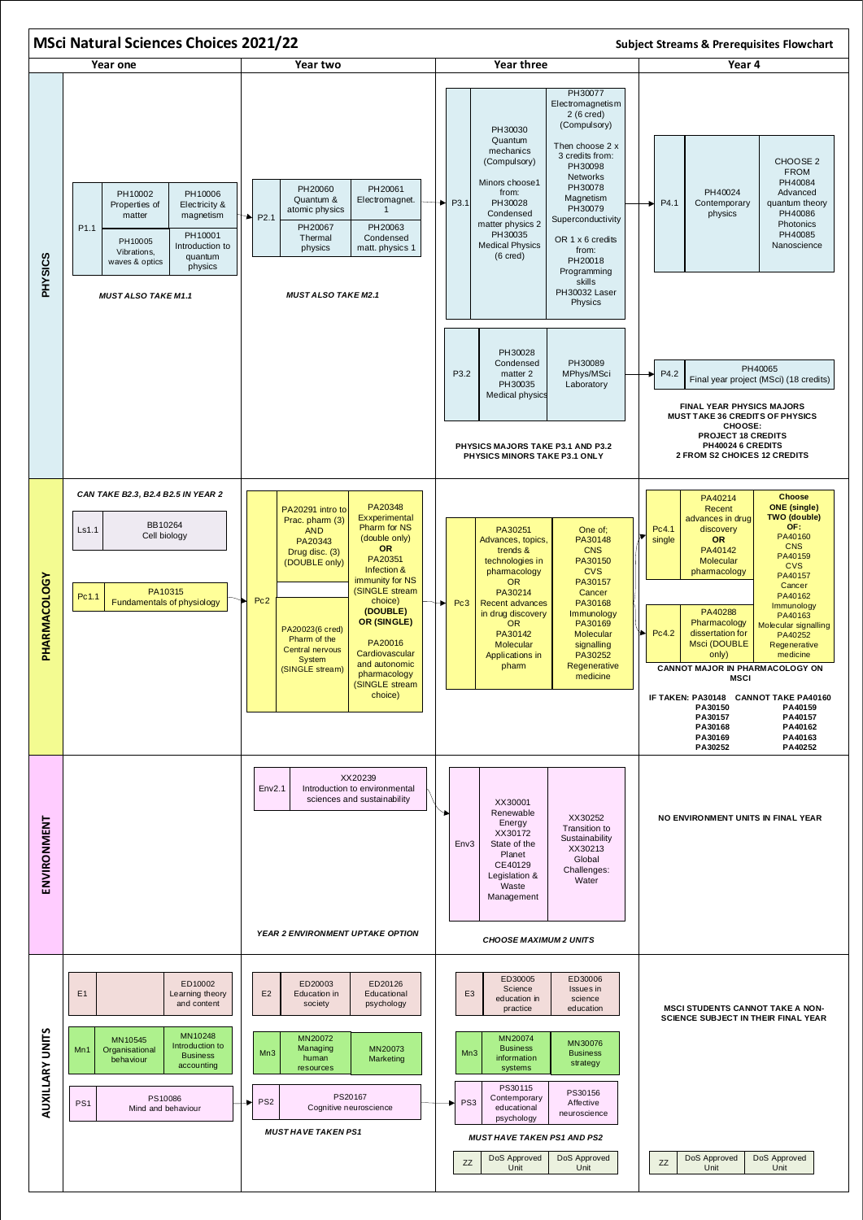# MSci Natural Sciences Choices 2021/22

**Subject Streams & Prerequisites Flowchart**

| | Year one | Year two | Year three | Year 4 |
|---|---|---|---|---|
| **PHYSICS** | **P1.1**: PH10002 Properties of matter; PH10006 Electricity & magnetism; PH10005 Vibrations, waves & optics; PH10001 Introduction to quantum physics<br>***MUST ALSO TAKE M1.1*** | **P2.1**: PH20060 Quantum & atomic physics; PH20061 Electromagnet. 1; PH20067 Thermal physics; PH20063 Condensed matt. physics 1<br>***MUST ALSO TAKE M2.1*** | **P3.1**: PH30030 Quantum mechanics (Compulsory)<br>Minors choose1 from: PH30028 Condensed matter physics 2; PH30035 Medical Physics (6 cred)<br>PH30077 Electromagnetism 2 (6 cred) (Compulsory)<br>Then choose 2 x 3 credits from: PH30098 Networks; PH30078 Magnetism; PH30079 Superconductivity<br>OR 1 x 6 credits from: PH20018 Programming skills; PH30032 Laser Physics<br><br>**P3.2**: PH30028 Condensed matter 2; PH30035 Medical physics; PH30089 MPhys/MSci Laboratory<br><br>**PHYSICS MAJORS TAKE P3.1 AND P3.2**<br>**PHYSICS MINORS TAKE P3.1 ONLY** | **P4.1**: PH40024 Contemporary physics<br>CHOOSE 2 FROM: PH40084 Advanced quantum theory; PH40086 Photonics; PH40085 Nanoscience<br><br>**P4.2**: PH40065 Final year project (MSci) (18 credits)<br><br>**FINAL YEAR PHYSICS MAJORS MUST TAKE 36 CREDITS OF PHYSICS CHOOSE:**<br>**PROJECT 18 CREDITS**<br>**PH40024 6 CREDITS**<br>**2 FROM S2 CHOICES 12 CREDITS** |
| **PHARMACOLOGY** | ***CAN TAKE B2.3, B2.4 B2.5 IN YEAR 2***<br>**Ls1.1**: BB10264 Cell biology<br>**Pc1.1**: PA10315 Fundamentals of physiology | **Pc2**: PA20291 intro to Prac. pharm (3) AND PA20343 Drug disc. (3) (DOUBLE only)<br>PA20348 Exxperimental Pharm for NS (double only) **OR** PA20351 Infection & immunity for NS (SINGLE stream choice)<br>PA20023(6 cred) Pharm of the Central nervous System (SINGLE stream)<br>**(DOUBLE) OR (SINGLE)** PA20016 Cardiovascular and autonomic pharmacology (SINGLE stream choice) | **Pc3**: PA30251 Advances, topics, trends & technologies in pharmacology OR PA30214 Recent advances in drug discovery OR PA30142 Molecular Applications in pharm<br>One of; PA30148 CNS; PA30150 CVS; PA30157 Cancer; PA30168 Immunology; PA30169 Molecular signalling; PA30252 Regenerative medicine | **Pc4.1 single**: PA40214 Recent advances in drug discovery **OR** PA40142 Molecular pharmacology<br>**Pc4.2**: PA40288 Pharmacology dissertation for Msci (DOUBLE only)<br>**Choose ONE (single) TWO (double) OF:** PA40160 CNS; PA40159 CVS; PA40157 Cancer; PA40162 Immunology; PA40163 Molecular signalling; PA40252 Regenerative medicine<br><br>**CANNOT MAJOR IN PHARMACOLOGY ON MSCI**<br><br>**IF TAKEN: PA30148 / PA30150 / PA30157 / PA30168 / PA30169 / PA30252 — CANNOT TAKE PA40160 / PA40159 / PA40157 / PA40162 / PA40163 / PA40252** |
| **ENVIRONMENT** | | **Env2.1**: XX20239 Introduction to environmental sciences and sustainability<br>***YEAR 2 ENVIRONMENT UPTAKE OPTION*** | **Env3**: XX30001 Renewable Energy; XX30172 State of the Planet; CE40129 Legislation & Waste Management; XX30252 Transition to Sustainability; XX30213 Global Challenges: Water<br>***CHOOSE MAXIMUM 2 UNITS*** | **NO ENVIRONMENT UNITS IN FINAL YEAR** |
| **AUXILLARY UNITS** | **E1**: ED10002 Learning theory and content<br>**Mn1**: MN10545 Organisational behaviour; MN10248 Introduction to Business accounting<br>**PS1**: PS10086 Mind and behaviour | **E2**: ED20003 Education in society; ED20126 Educational psychology<br>**Mn3**: MN20072 Managing human resources; MN20073 Marketing<br>**PS2**: PS20167 Cognitive neuroscience<br>***MUST HAVE TAKEN PS1*** | **E3**: ED30005 Science education in practice; ED30006 Issues in science education<br>**Mn3**: MN20074 Business information systems; MN30076 Business strategy<br>**PS3**: PS30115 Contemporary educational psychology; PS30156 Affective neuroscience<br>***MUST HAVE TAKEN PS1 AND PS2***<br>**ZZ**: DoS Approved Unit; DoS Approved Unit | **MSCI STUDENTS CANNOT TAKE A NON-SCIENCE SUBJECT IN THEIR FINAL YEAR**<br>**ZZ**: DoS Approved Unit; DoS Approved Unit |